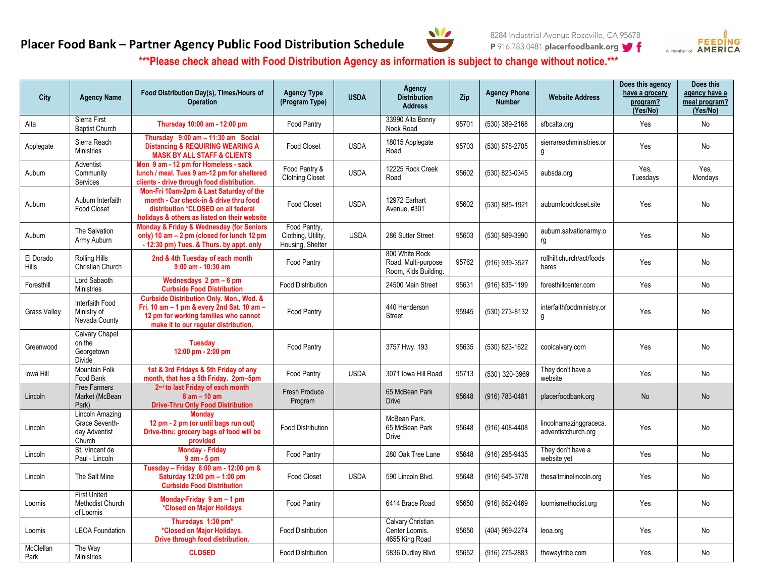# Placer Food Bank – Partner Agency Public Food Distribution Schedule

8284 Industrial Avenue Roseville, CA 95678
P 916.783.0481 placerfoodbank.org

A Member of FEEDING AMERICA

**\*\*\*Please check ahead with Food Distribution Agency as information is subject to change without notice.\*\*\***

| City | Agency Name | Food Distribution Day(s), Times/Hours of Operation | Agency Type (Program Type) | USDA | Agency Distribution Address | Zip | Agency Phone Number | Website Address | Does this agency have a grocery program? (Yes/No) | Does this agency have a meal program? (Yes/No) |
|---|---|---|---|---|---|---|---|---|---|---|
| Alta | Sierra First Baptist Church | Thursday 10:00 am - 12:00 pm | Food Pantry | | 33990 Alta Bonny Nook Road | 95701 | (530) 389-2168 | sfbcalta.org | Yes | No |
| Applegate | Sierra Reach Ministries | Thursday 9:00 am – 11:30 am Social Distancing & REQUIRING WEARING A MASK BY ALL STAFF & CLIENTS | Food Closet | USDA | 18015 Applegate Road | 95703 | (530) 878-2705 | sierrareachministries.org | Yes | No |
| Auburn | Adventist Community Services | Mon 9 am - 12 pm for Homeless - sack lunch / meal. Tues 9 am-12 pm for sheltered clients - drive through food distribution. | Food Pantry & Clothing Closet | USDA | 12225 Rock Creek Road | 95602 | (530) 823-0345 | aubsda.org | Yes, Tuesdays | Yes, Mondays |
| Auburn | Auburn Interfaith Food Closet | Mon-Fri 10am-2pm & Last Saturday of the month - Car check-in & drive thru food distribution *CLOSED on all federal holidays & others as listed on their website | Food Closet | USDA | 12972 Earhart Avenue, #301 | 95602 | (530) 885-1921 | auburnfoodcloset.site | Yes | No |
| Auburn | The Salvation Army Auburn | Monday & Friday & Wednesday (for Seniors only) 10 am – 2 pm (closed for lunch 12 pm - 12:30 pm) Tues. & Thurs. by appt. only | Food Pantry, Clothing, Utility, Housing, Shelter | USDA | 286 Sutter Street | 95603 | (530) 889-3990 | auburn.salvationarmy.org | Yes | No |
| El Dorado Hills | Rolling Hills Christian Church | 2nd & 4th Tuesday of each month 9:00 am - 10:30 am | Food Pantry | | 800 White Rock Road. Multi-purpose Room, Kids Building. | 95762 | (916) 939-3527 | rollhill.church/act/foodshares | Yes | No |
| Foresthill | Lord Sabaoth Ministries | Wednesdays 2 pm – 6 pm Curbside Food Distribution | Food Distribution | | 24500 Main Street | 95631 | (916) 835-1199 | foresthillcenter.com | Yes | No |
| Grass Valley | Interfaith Food Ministry of Nevada County | Curbside Distribution Only. Mon., Wed. & Fri. 10 am – 1 pm & every 2nd Sat. 10 am – 12 pm for working families who cannot make it to our regular distribution. | Food Pantry | | 440 Henderson Street | 95945 | (530) 273-8132 | interfaithfoodministry.org | Yes | No |
| Greenwood | Calvary Chapel on the Georgetown Divide | Tuesday 12:00 pm - 2:00 pm | Food Pantry | | 3757 Hwy. 193 | 95635 | (530) 823-1622 | coolcalvary.com | Yes | No |
| Iowa Hill | Mountain Folk Food Bank | 1st & 3rd Fridays & 5th Friday of any month, that has a 5th Friday. 2pm–5pm | Food Pantry | USDA | 3071 Iowa Hill Road | 95713 | (530) 320-3969 | They don't have a website | Yes | No |
| Lincoln | Free Farmers Market (McBean Park) | 2nd to last Friday of each month 8 am – 10 am Drive-Thru Only Food Distribution | Fresh Produce Program | | 65 McBean Park Drive | 95648 | (916) 783-0481 | placerfoodbank.org | No | No |
| Lincoln | Lincoln Amazing Grace Seventh-day Adventist Church | Monday 12 pm - 2 pm (or until bags run out) Drive-thru; grocery bags of food will be provided | Food Distribution | | McBean Park. 65 McBean Park Drive | 95648 | (916) 408-4408 | lincolnamazinggraceca.adventistchurch.org | Yes | No |
| Lincoln | St. Vincent de Paul - Lincoln | Monday - Friday 9 am - 5 pm | Food Pantry | | 280 Oak Tree Lane | 95648 | (916) 295-9435 | They don't have a website yet | Yes | No |
| Lincoln | The Salt Mine | Tuesday – Friday 8:00 am - 12:00 pm & Saturday 12:00 pm – 1:00 pm Curbside Food Distribution | Food Closet | USDA | 590 Lincoln Blvd. | 95648 | (916) 645-3778 | thesaltminelincoln.org | Yes | No |
| Loomis | First United Methodist Church of Loomis | Monday-Friday 9 am – 1 pm *Closed on Major Holidays | Food Pantry | | 6414 Brace Road | 95650 | (916) 652-0469 | loomismethodist.org | Yes | No |
| Loomis | LEOA Foundation | Thursdays 1:30 pm* *Closed on Major Holidays. Drive through food distribution. | Food Distribution | | Calvary Christian Center Loomis. 4655 King Road | 95650 | (404) 969-2274 | leoa.org | Yes | No |
| McClellan Park | The Way Ministries | CLOSED | Food Distribution | | 5836 Dudley Blvd | 95652 | (916) 275-2883 | thewaytribe.com | Yes | No |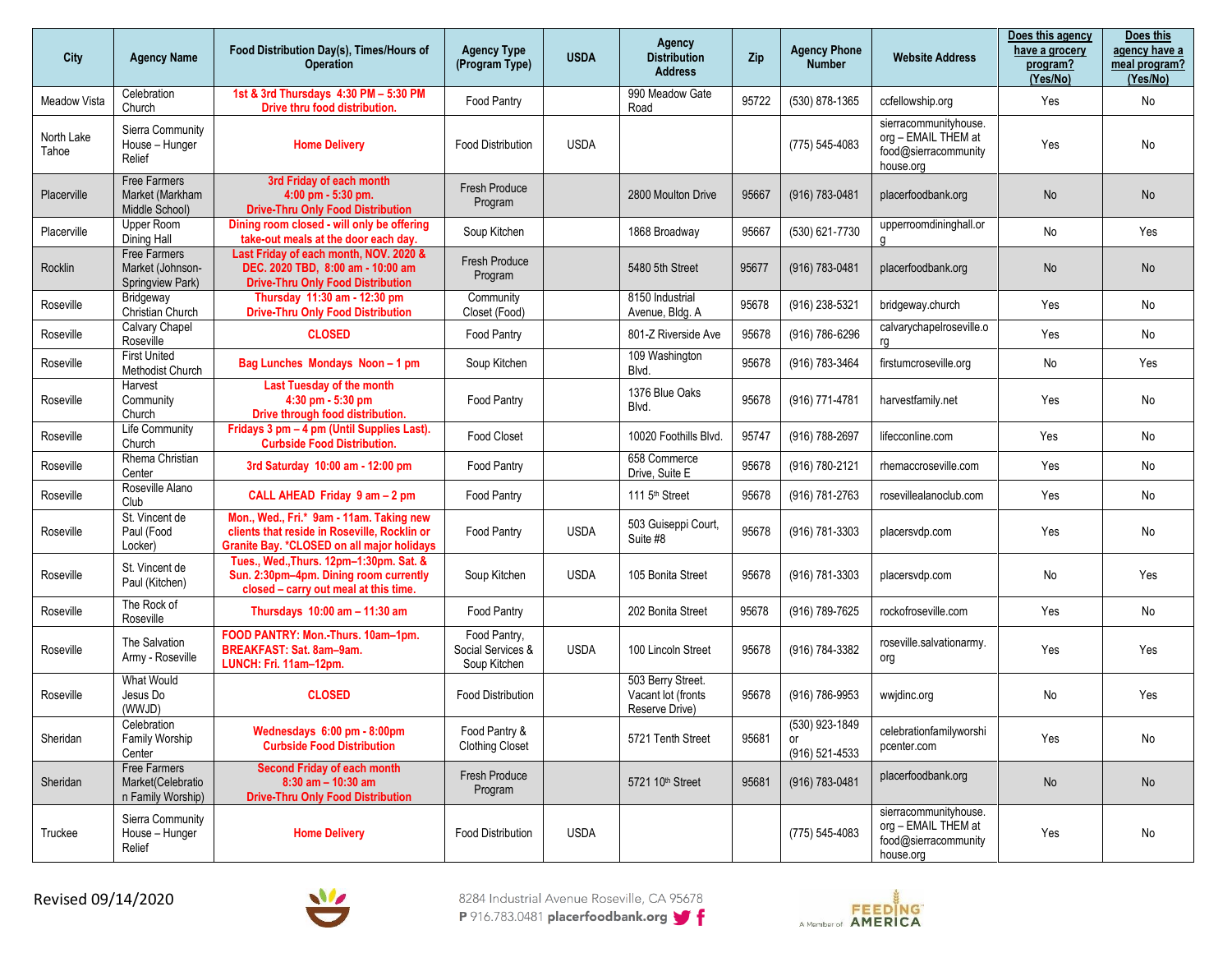| City | Agency Name | Food Distribution Day(s), Times/Hours of Operation | Agency Type (Program Type) | USDA | Agency Distribution Address | Zip | Agency Phone Number | Website Address | Does this agency have a grocery program? (Yes/No) | Does this agency have a meal program? (Yes/No) |
|---|---|---|---|---|---|---|---|---|---|---|
| Meadow Vista | Celebration Church | 1st & 3rd Thursdays 4:30 PM – 5:30 PM Drive thru food distribution. | Food Pantry | | 990 Meadow Gate Road | 95722 | (530) 878-1365 | ccfellowship.org | Yes | No |
| North Lake Tahoe | Sierra Community House – Hunger Relief | Home Delivery | Food Distribution | USDA | | | (775) 545-4083 | sierracommunityhouse.org – EMAIL THEM at food@sierracommunityhouse.org | Yes | No |
| Placerville | Free Farmers Market (Markham Middle School) | 3rd Friday of each month 4:00 pm - 5:30 pm. Drive-Thru Only Food Distribution | Fresh Produce Program | | 2800 Moulton Drive | 95667 | (916) 783-0481 | placerfoodbank.org | No | No |
| Placerville | Upper Room Dining Hall | Dining room closed - will only be offering take-out meals at the door each day. | Soup Kitchen | | 1868 Broadway | 95667 | (530) 621-7730 | upperroomdininghall.org | No | Yes |
| Rocklin | Free Farmers Market (Johnson-Springview Park) | Last Friday of each month, NOV. 2020 & DEC. 2020 TBD, 8:00 am - 10:00 am Drive-Thru Only Food Distribution | Fresh Produce Program | | 5480 5th Street | 95677 | (916) 783-0481 | placerfoodbank.org | No | No |
| Roseville | Bridgeway Christian Church | Thursday 11:30 am - 12:30 pm Drive-Thru Only Food Distribution | Community Closet (Food) | | 8150 Industrial Avenue, Bldg. A | 95678 | (916) 238-5321 | bridgeway.church | Yes | No |
| Roseville | Calvary Chapel Roseville | CLOSED | Food Pantry | | 801-Z Riverside Ave | 95678 | (916) 786-6296 | calvarychapelroseville.org | Yes | No |
| Roseville | First United Methodist Church | Bag Lunches Mondays Noon – 1 pm | Soup Kitchen | | 109 Washington Blvd. | 95678 | (916) 783-3464 | firstumcroseville.org | No | Yes |
| Roseville | Harvest Community Church | Last Tuesday of the month 4:30 pm - 5:30 pm Drive through food distribution. | Food Pantry | | 1376 Blue Oaks Blvd. | 95678 | (916) 771-4781 | harvestfamily.net | Yes | No |
| Roseville | Life Community Church | Fridays 3 pm – 4 pm (Until Supplies Last). Curbside Food Distribution. | Food Closet | | 10020 Foothills Blvd. | 95747 | (916) 788-2697 | lifecconline.com | Yes | No |
| Roseville | Rhema Christian Center | 3rd Saturday 10:00 am - 12:00 pm | Food Pantry | | 658 Commerce Drive, Suite E | 95678 | (916) 780-2121 | rhemaccroseville.com | Yes | No |
| Roseville | Roseville Alano Club | CALL AHEAD Friday 9 am – 2 pm | Food Pantry | | 111 5th Street | 95678 | (916) 781-2763 | rosevillealanoclub.com | Yes | No |
| Roseville | St. Vincent de Paul (Food Locker) | Mon., Wed., Fri.* 9am - 11am. Taking new clients that reside in Roseville, Rocklin or Granite Bay. *CLOSED on all major holidays | Food Pantry | USDA | 503 Guiseppi Court, Suite #8 | 95678 | (916) 781-3303 | placersvdp.com | Yes | No |
| Roseville | St. Vincent de Paul (Kitchen) | Tues., Wed.,Thurs. 12pm–1:30pm. Sat. & Sun. 2:30pm–4pm. Dining room currently closed – carry out meal at this time. | Soup Kitchen | USDA | 105 Bonita Street | 95678 | (916) 781-3303 | placersvdp.com | No | Yes |
| Roseville | The Rock of Roseville | Thursdays 10:00 am – 11:30 am | Food Pantry | | 202 Bonita Street | 95678 | (916) 789-7625 | rockofroseville.com | Yes | No |
| Roseville | The Salvation Army - Roseville | FOOD PANTRY: Mon.-Thurs. 10am–1pm. BREAKFAST: Sat. 8am–9am. LUNCH: Fri. 11am–12pm. | Food Pantry, Social Services & Soup Kitchen | USDA | 100 Lincoln Street | 95678 | (916) 784-3382 | roseville.salvationarmy.org | Yes | Yes |
| Roseville | What Would Jesus Do (WWJD) | CLOSED | Food Distribution | | 503 Berry Street. Vacant lot (fronts Reserve Drive) | 95678 | (916) 786-9953 | wwjdinc.org | No | Yes |
| Sheridan | Celebration Family Worship Center | Wednesdays 6:00 pm - 8:00pm Curbside Food Distribution | Food Pantry & Clothing Closet | | 5721 Tenth Street | 95681 | (530) 923-1849 or (916) 521-4533 | celebrationfamilyworshipcenter.com | Yes | No |
| Sheridan | Free Farmers Market(Celebration Family Worship) | Second Friday of each month 8:30 am – 10:30 am Drive-Thru Only Food Distribution | Fresh Produce Program | | 5721 10th Street | 95681 | (916) 783-0481 | placerfoodbank.org | No | No |
| Truckee | Sierra Community House – Hunger Relief | Home Delivery | Food Distribution | USDA | | | (775) 545-4083 | sierracommunityhouse.org – EMAIL THEM at food@sierracommunityhouse.org | Yes | No |

Revised 09/14/2020

8284 Industrial Avenue Roseville, CA 95678
P 916.783.0481 placerfoodbank.org

A Member of FEEDING AMERICA